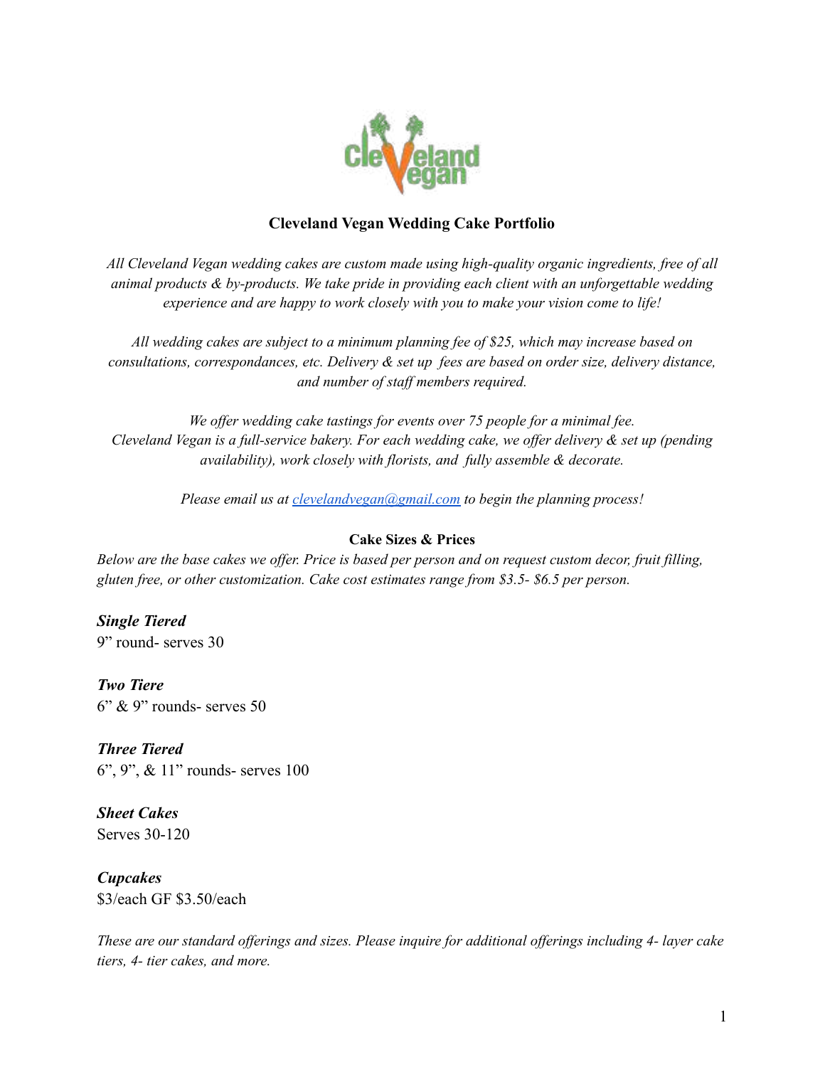# Cleveland Vegan Wedding Cake Portfolio

*All Cleveland Vegan wedding cakes are custom made using high-quality organic ingredients, free of all animal products & by-products. We take pride in providing each client with an unforgettable wedding experience and are happy to work closely with you to make your vision come to life!*

*All wedding cakes are subject to a minimum planning fee of $25, which may increase based on consultations, correspondances, etc. Delivery & set up fees are based on order size, delivery distance, and number of staff members required.*

*We offer wedding cake tastings for events over 75 people for a minimal fee.*
*Cleveland Vegan is a full-service bakery. For each wedding cake, we offer delivery & set up (pending availability), work closely with florists, and fully assemble & decorate.*

*Please email us at [clevelandvegan@gmail.com](mailto:clevelandvegan@gmail.com) to begin the planning process!*

## Cake Sizes & Prices

*Below are the base cakes we offer. Price is based per person and on request custom decor, fruit filling, gluten free, or other customization. Cake cost estimates range from $3.5- $6.5 per person.*

***Single Tiered***
9" round- serves 30

***Two Tiere***
6" & 9" rounds- serves 50

***Three Tiered***
6", 9", & 11" rounds- serves 100

***Sheet Cakes***
Serves 30-120

***Cupcakes***
$3/each GF $3.50/each

*These are our standard offerings and sizes. Please inquire for additional offerings including 4- layer cake tiers, 4- tier cakes, and more.*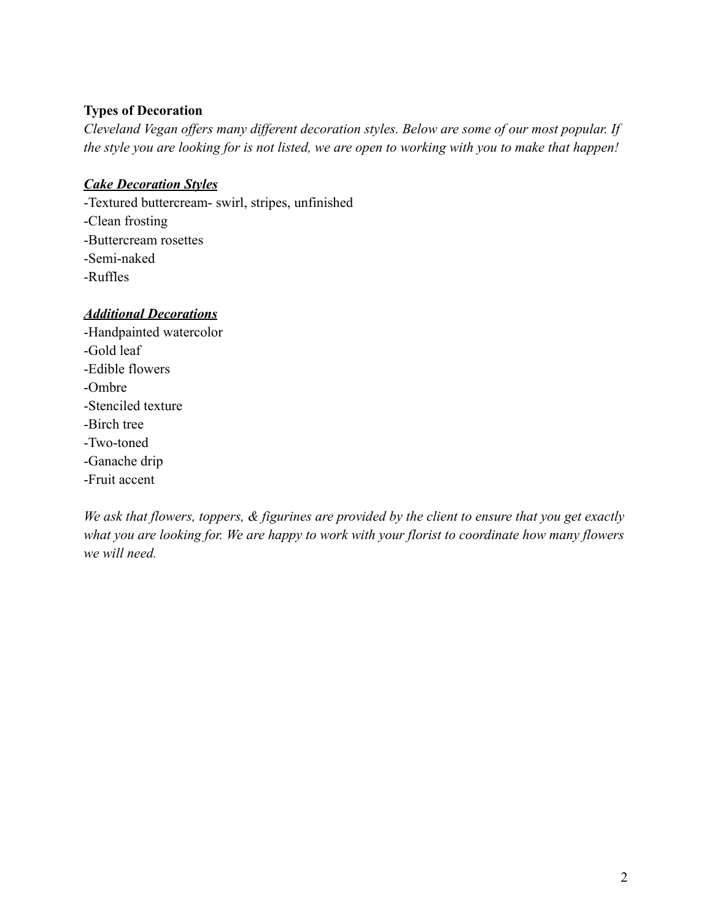**Types of Decoration**

*Cleveland Vegan offers many different decoration styles. Below are some of our most popular. If the style you are looking for is not listed, we are open to working with you to make that happen!*

***Cake Decoration Styles***

-Textured buttercream- swirl, stripes, unfinished
-Clean frosting
-Buttercream rosettes
-Semi-naked
-Ruffles

***Additional Decorations***

-Handpainted watercolor
-Gold leaf
-Edible flowers
-Ombre
-Stenciled texture
-Birch tree
-Two-toned
-Ganache drip
-Fruit accent

*We ask that flowers, toppers, & figurines are provided by the client to ensure that you get exactly what you are looking for. We are happy to work with your florist to coordinate how many flowers we will need.*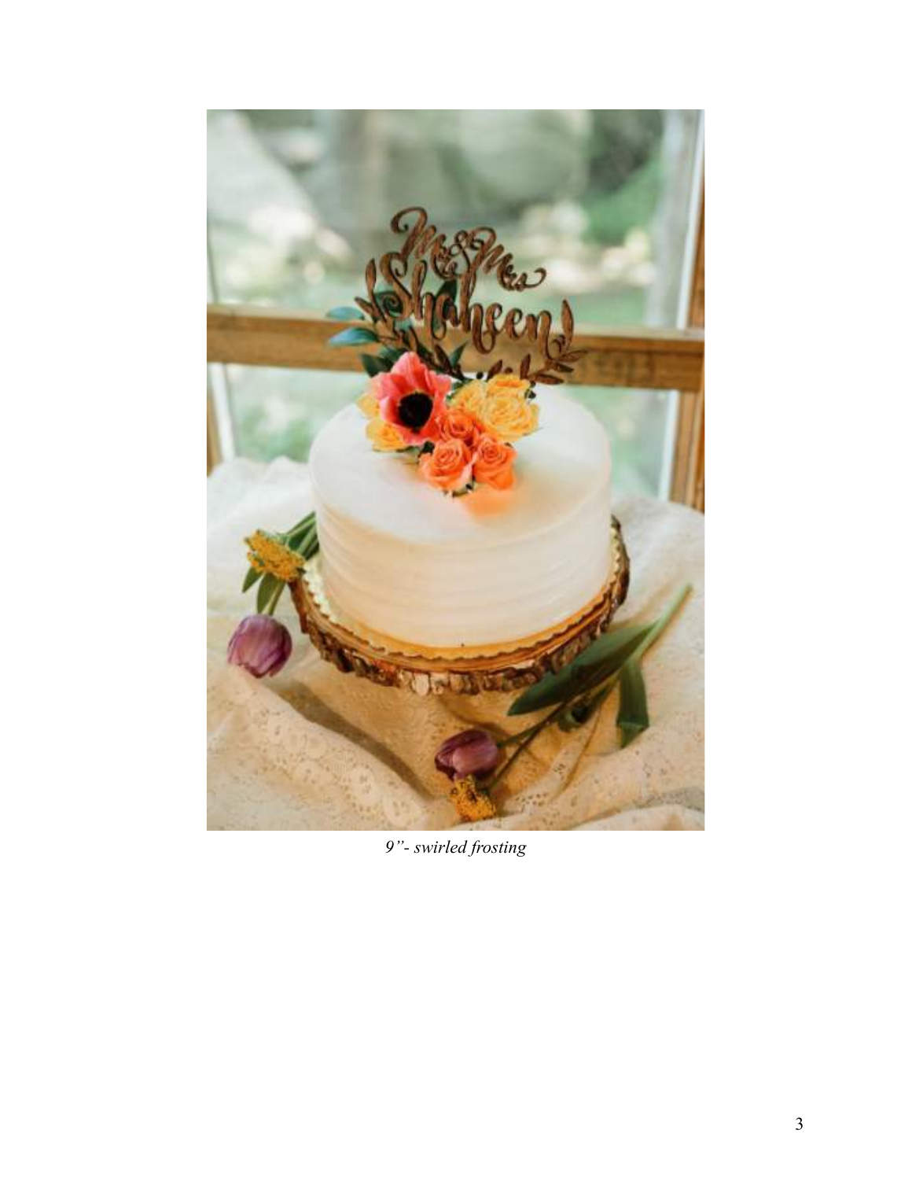*9”- swirled frosting*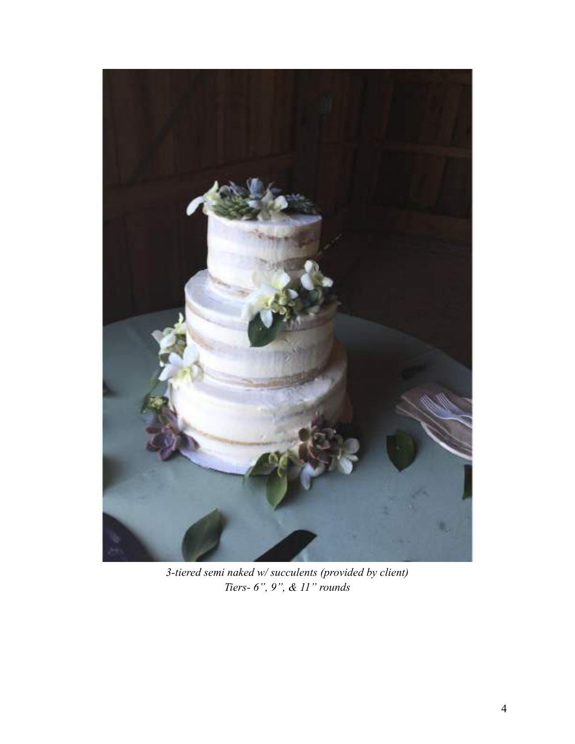*3-tiered semi naked w/ succulents (provided by client)*
*Tiers- 6”, 9”, & 11” rounds*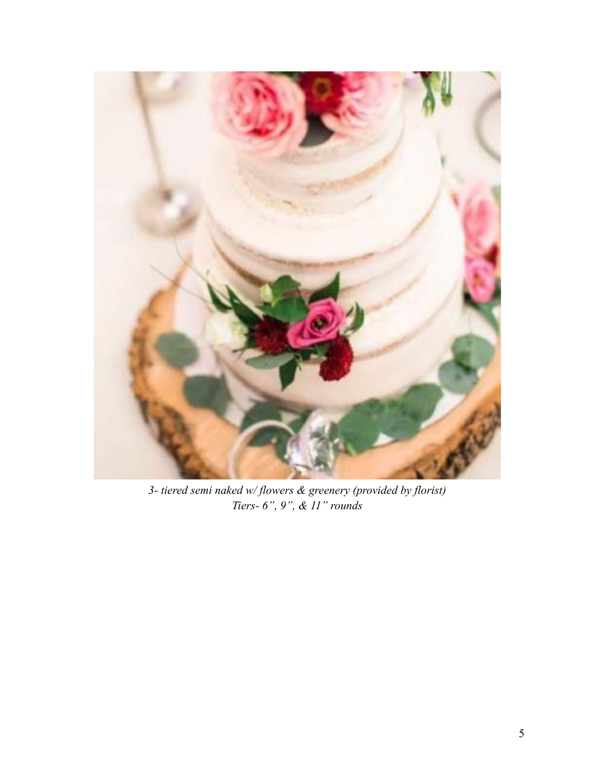*3- tiered semi naked w/ flowers & greenery (provided by florist)*
*Tiers- 6", 9", & 11" rounds*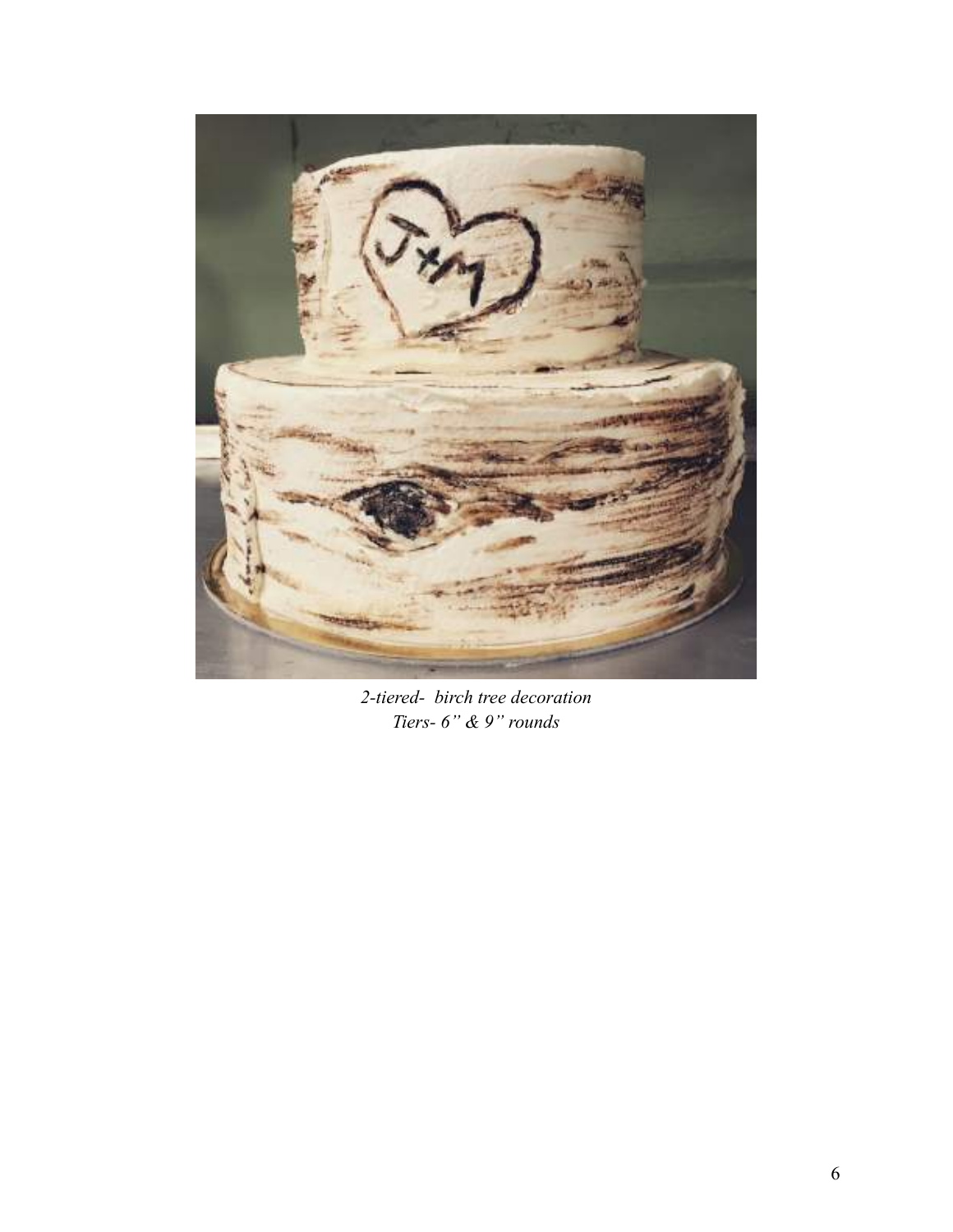*2-tiered- birch tree decoration*
*Tiers- 6" & 9" rounds*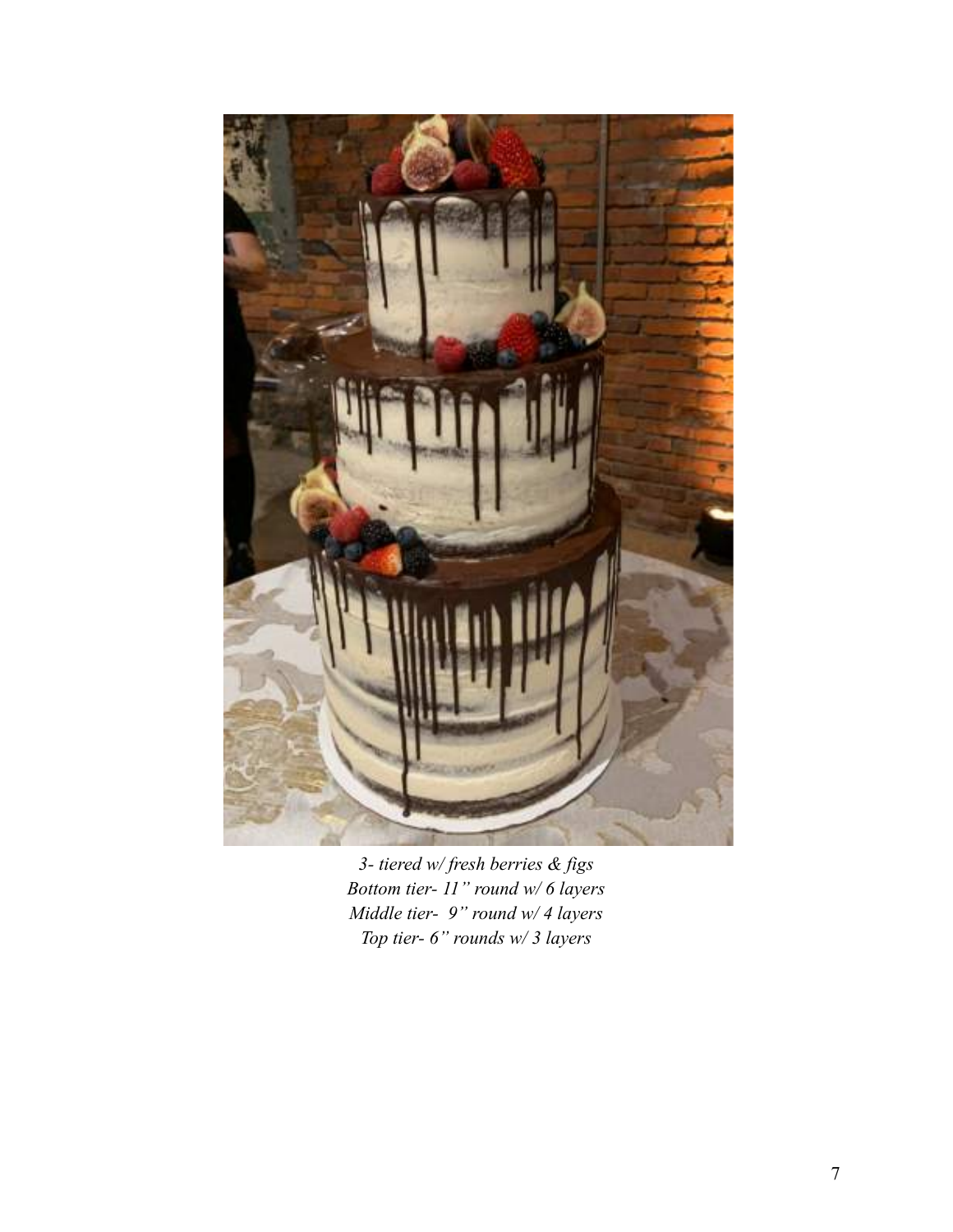*3- tiered w/ fresh berries & figs*
*Bottom tier- 11" round w/ 6 layers*
*Middle tier- 9" round w/ 4 layers*
*Top tier- 6" rounds w/ 3 layers*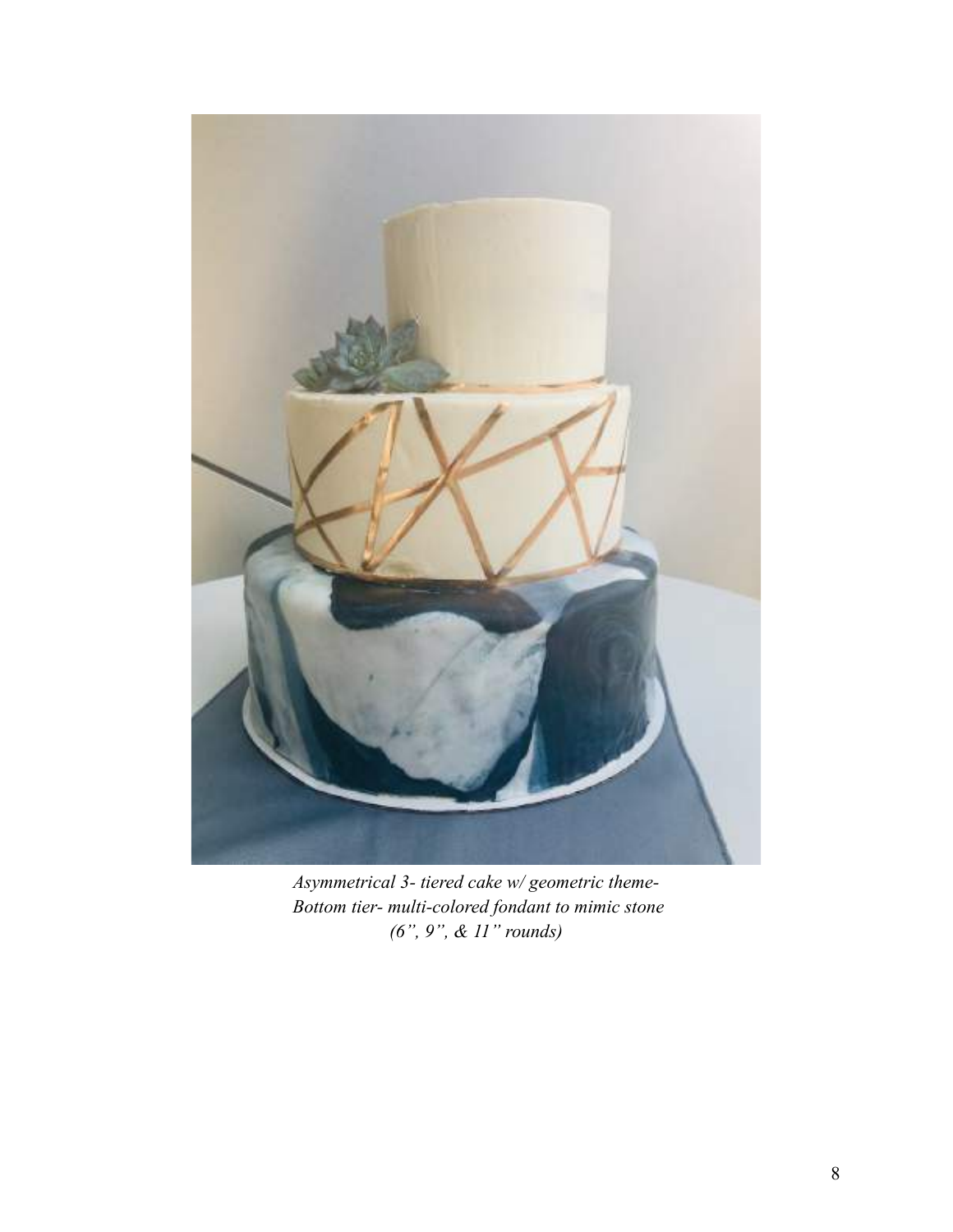*Asymmetrical 3- tiered cake w/ geometric theme-*
*Bottom tier- multi-colored fondant to mimic stone*
*(6", 9", & 11" rounds)*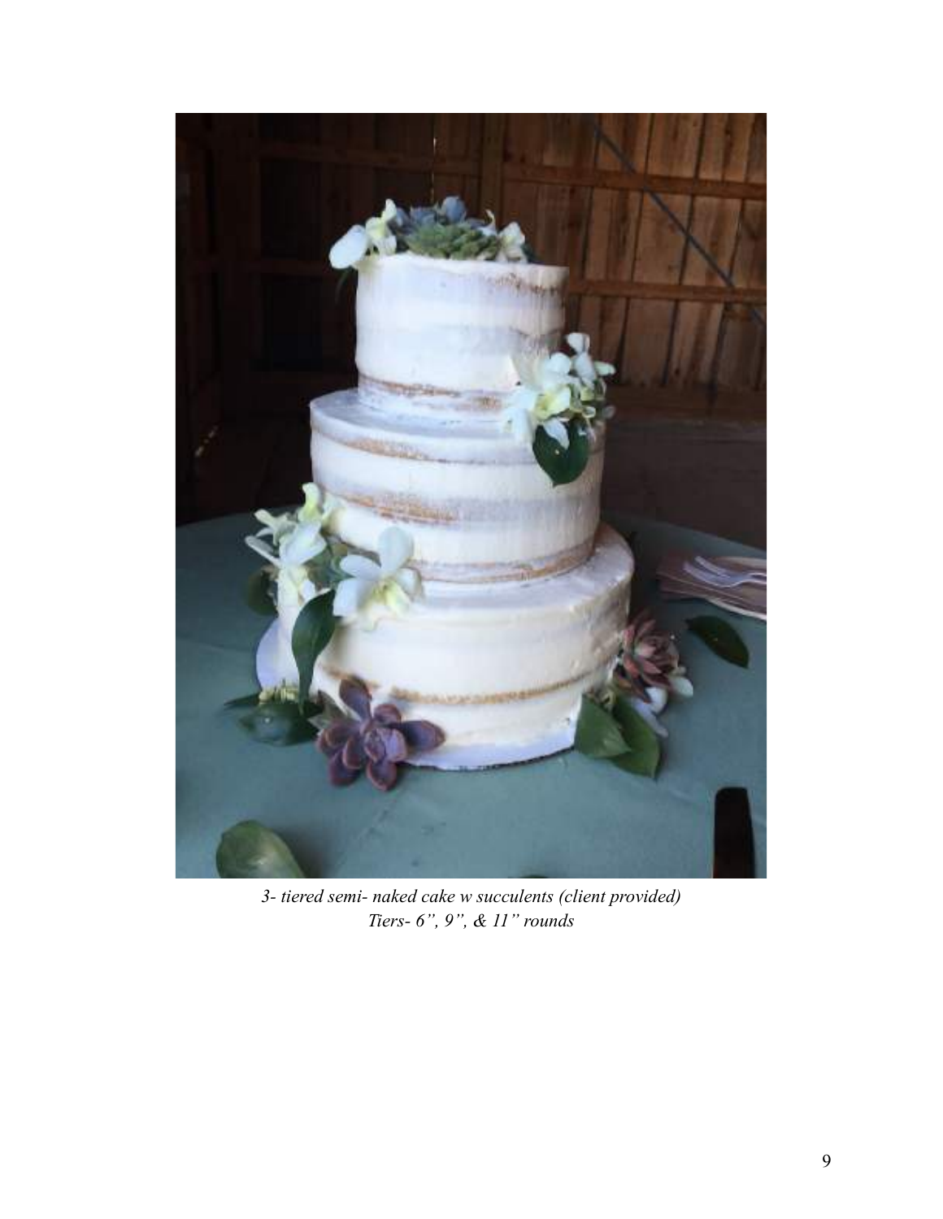*3- tiered semi- naked cake w succulents (client provided)*
*Tiers- 6", 9", & 11" rounds*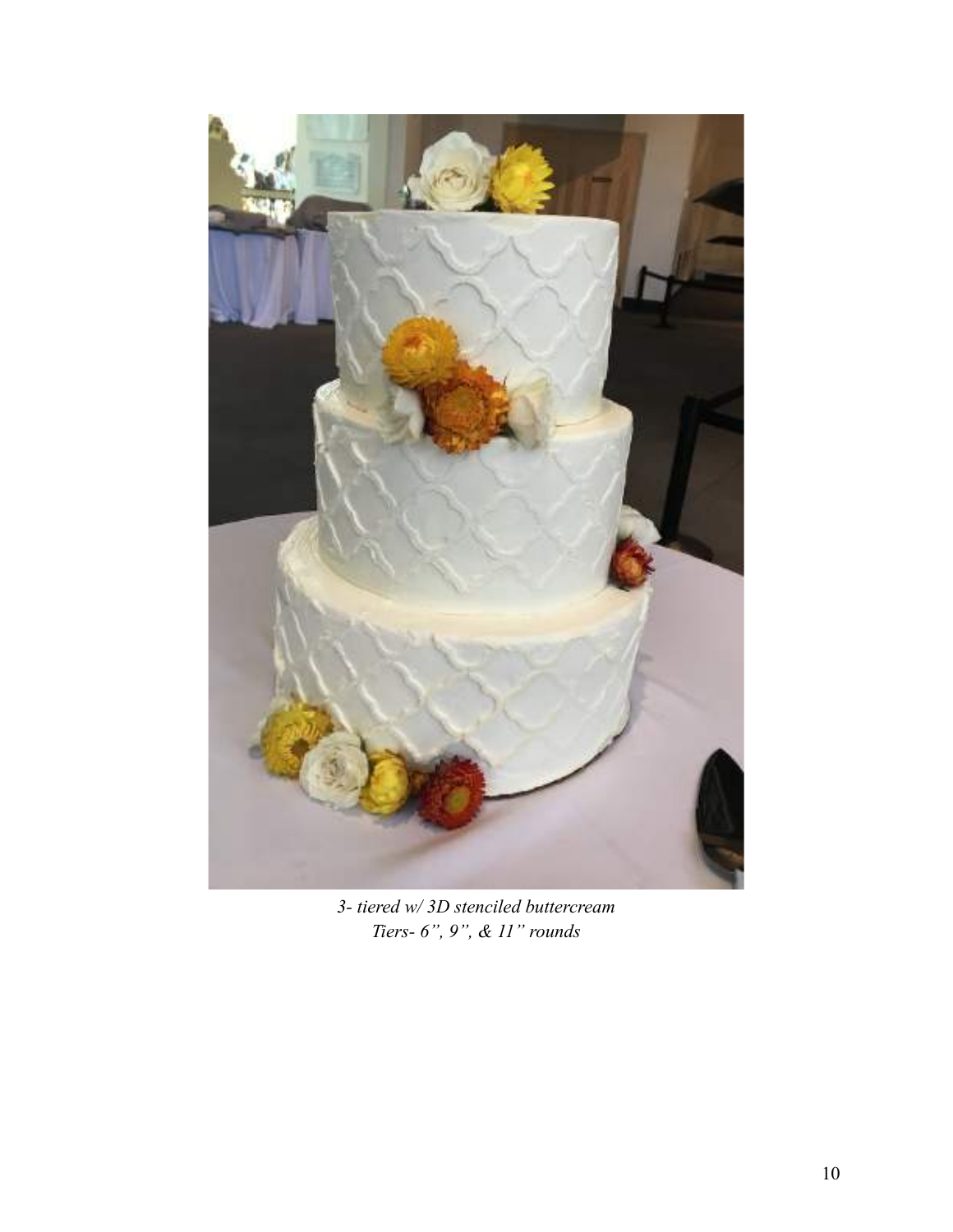*3- tiered w/ 3D stenciled buttercream*
*Tiers- 6", 9", & 11" rounds*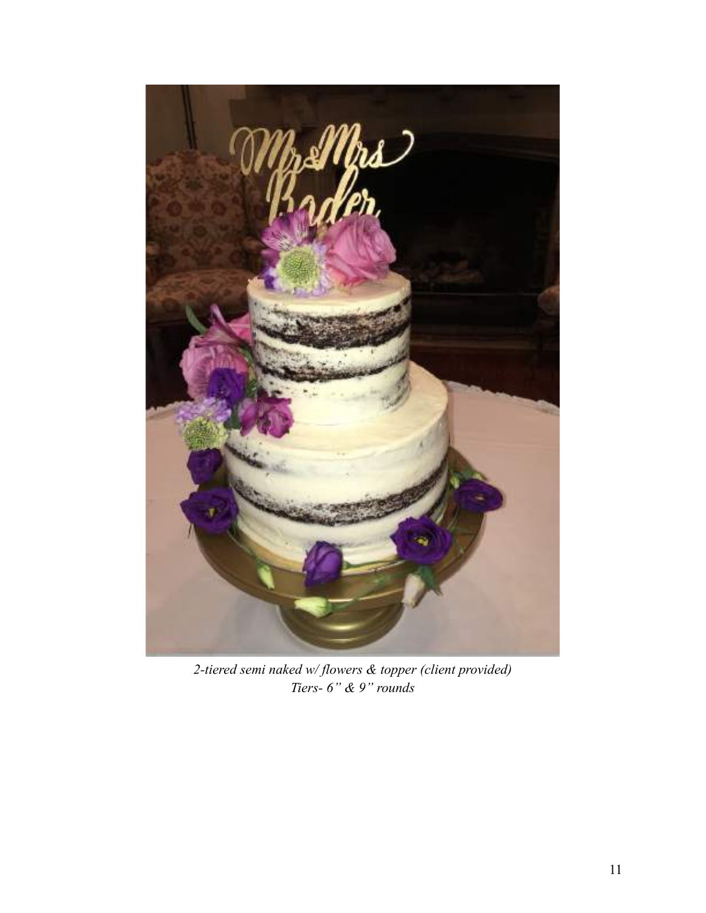*2-tiered semi naked w/ flowers & topper (client provided)*
*Tiers- 6" & 9" rounds*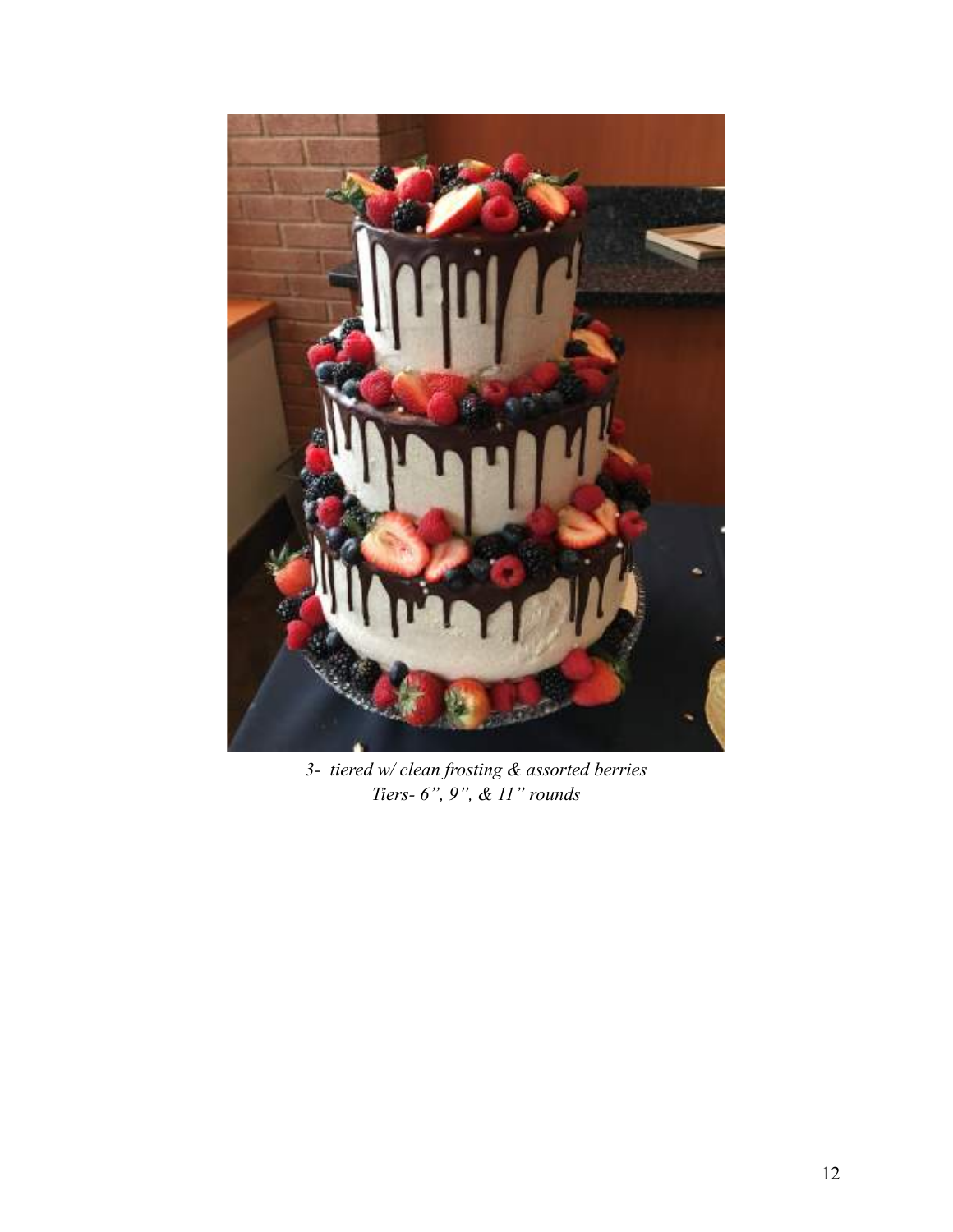*3- tiered w/ clean frosting & assorted berries*
*Tiers- 6", 9", & 11" rounds*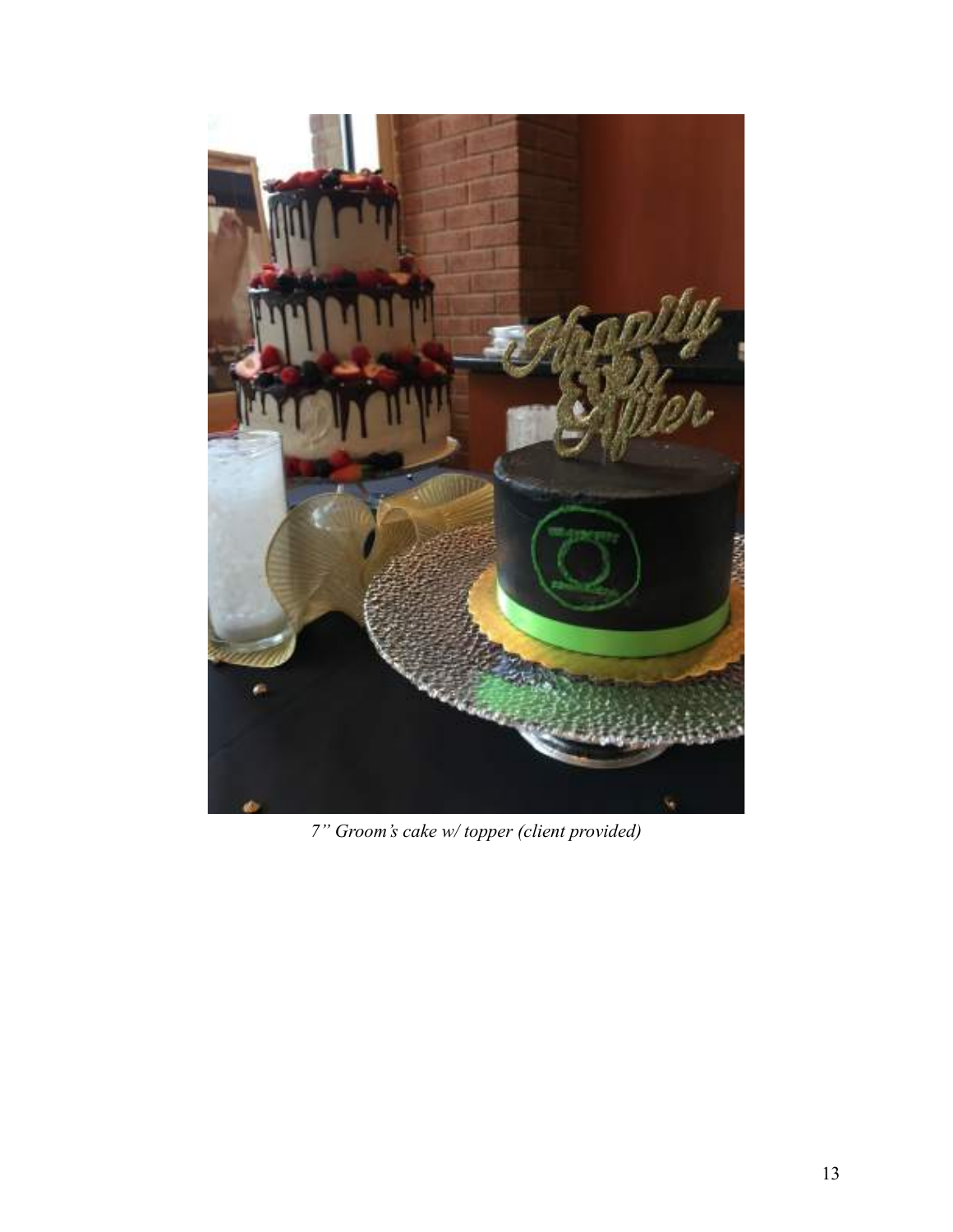*7" Groom's cake w/ topper (client provided)*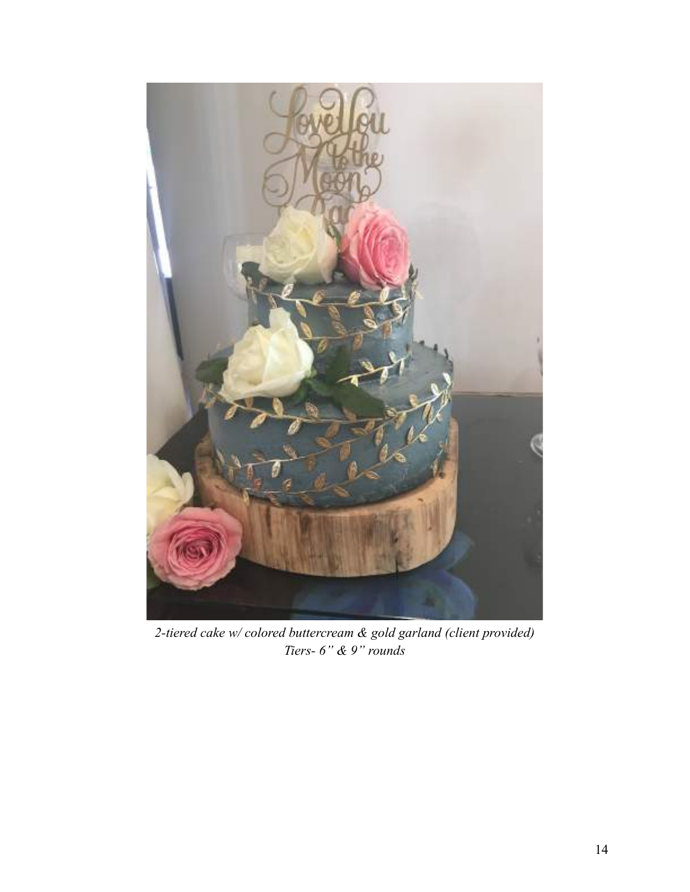*2-tiered cake w/ colored buttercream & gold garland (client provided)*
*Tiers- 6" & 9" rounds*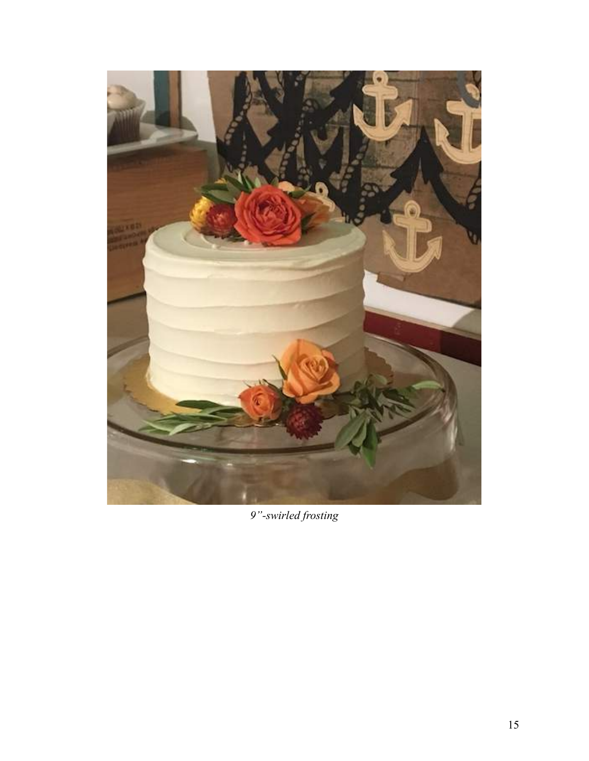*9"-swirled frosting*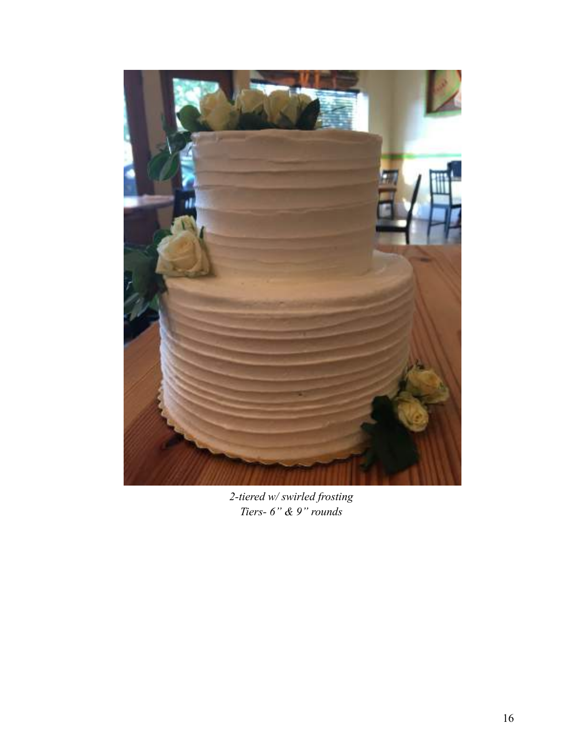*2-tiered w/ swirled frosting*
*Tiers- 6" & 9" rounds*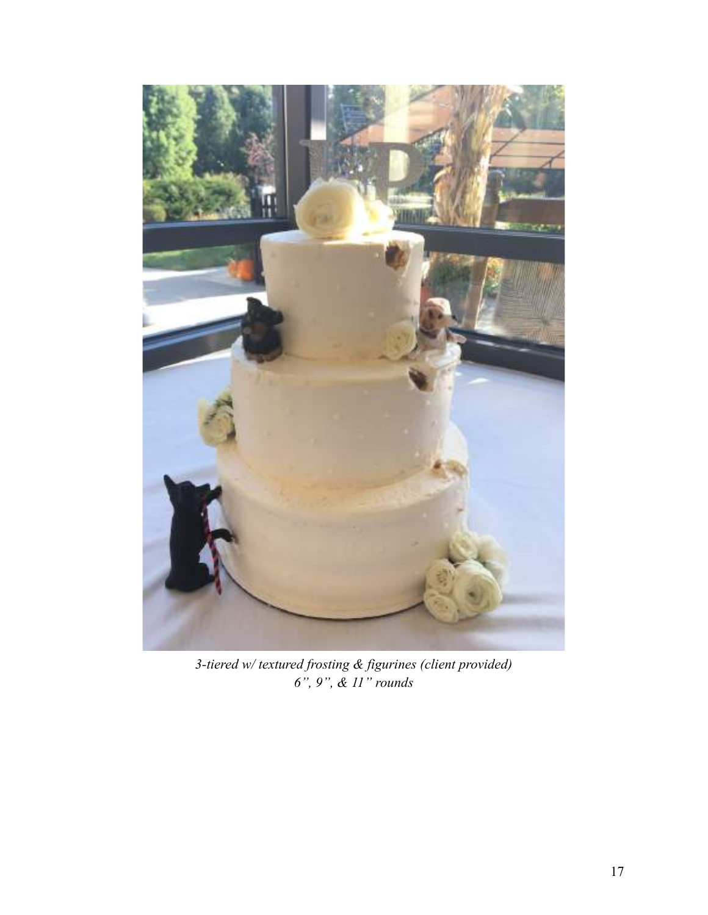*3-tiered w/ textured frosting & figurines (client provided)*
*6", 9", & 11" rounds*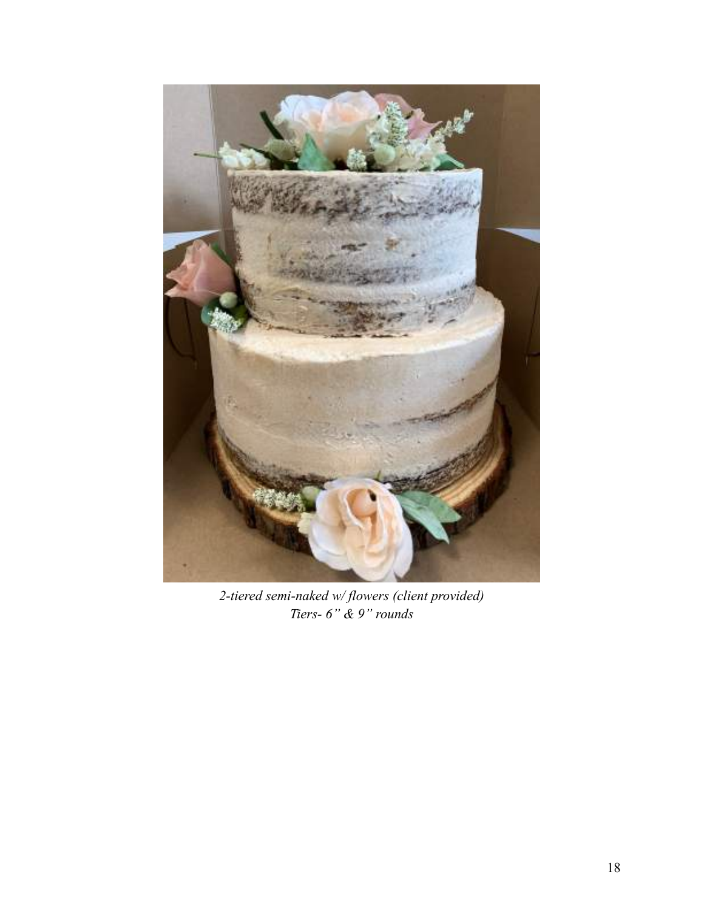*2-tiered semi-naked w/ flowers (client provided)*
*Tiers- 6" & 9" rounds*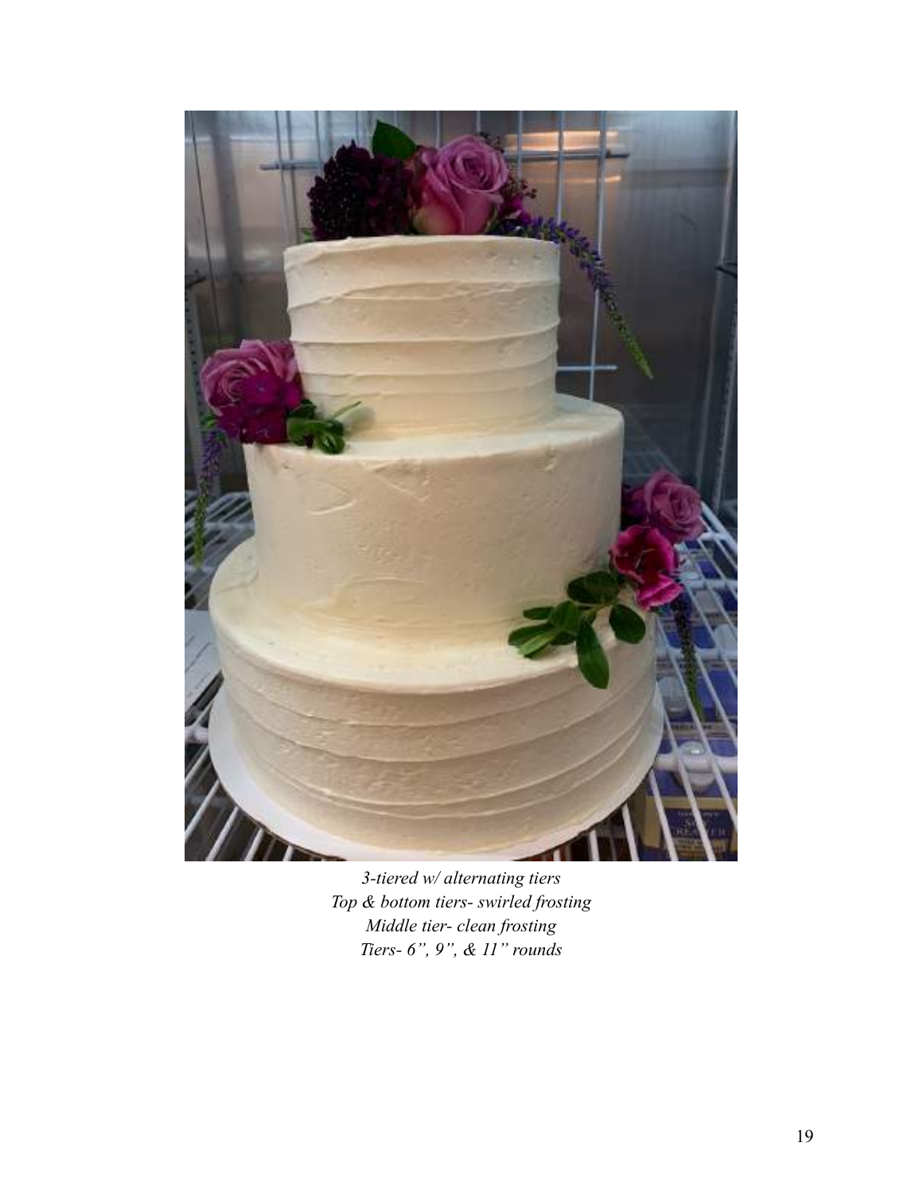*3-tiered w/ alternating tiers*
*Top & bottom tiers- swirled frosting*
*Middle tier- clean frosting*
*Tiers- 6", 9", & 11" rounds*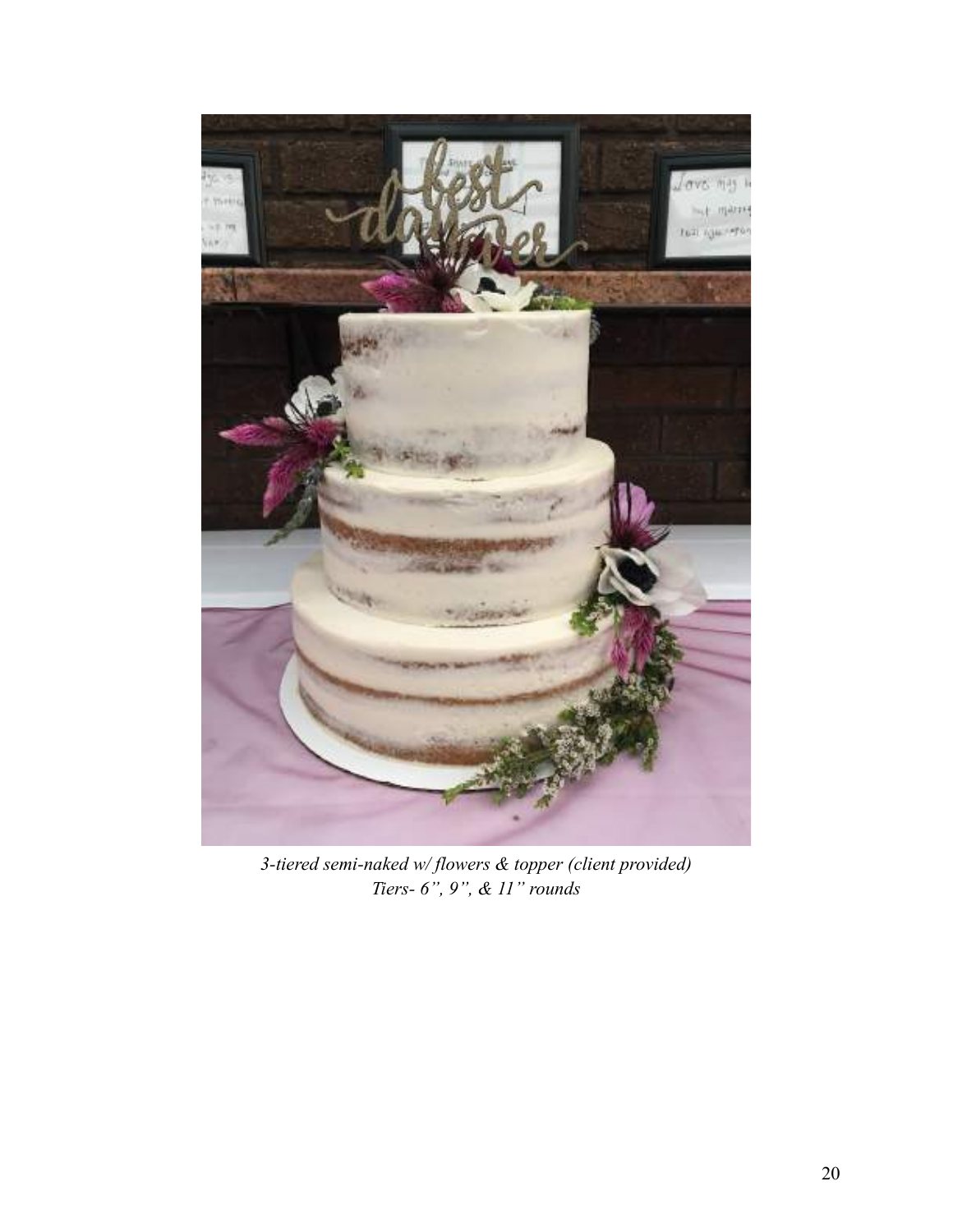*3-tiered semi-naked w/ flowers & topper (client provided)*
*Tiers- 6", 9", & 11" rounds*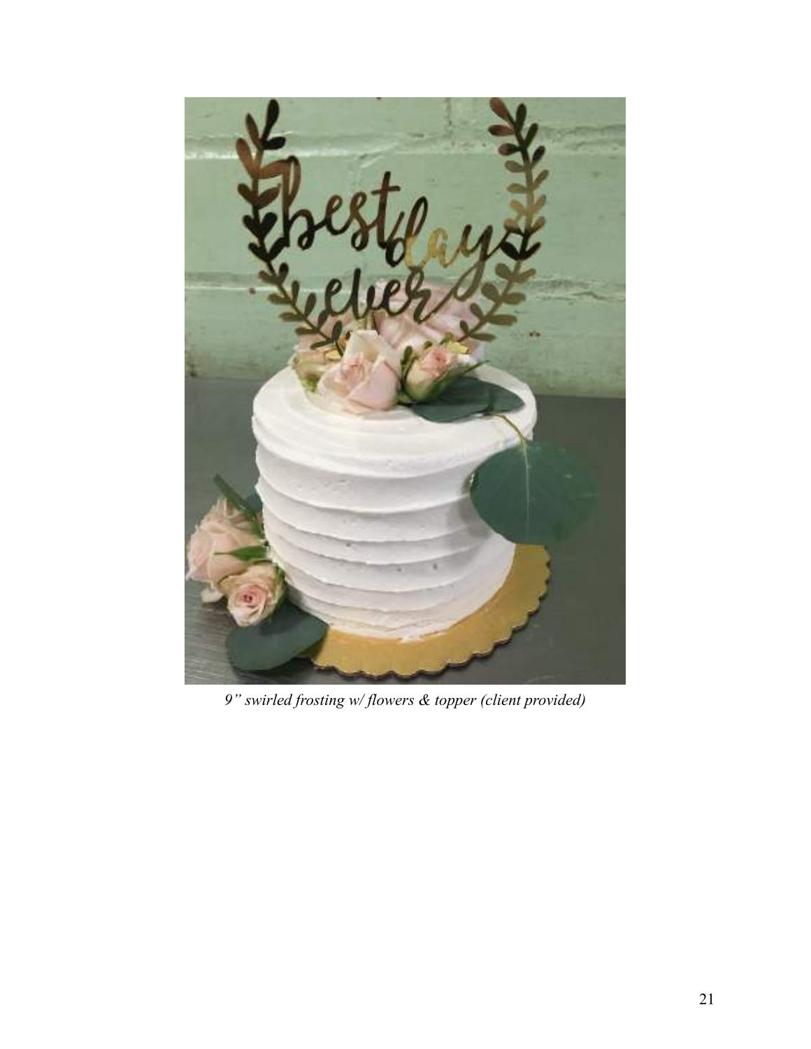*9" swirled frosting w/ flowers & topper (client provided)*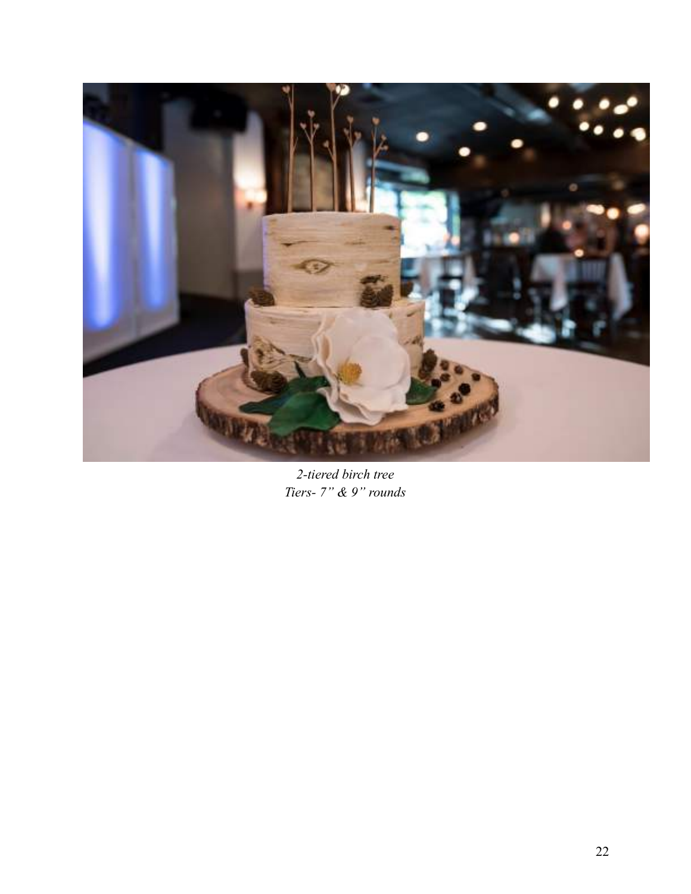*2-tiered birch tree*
*Tiers- 7" & 9" rounds*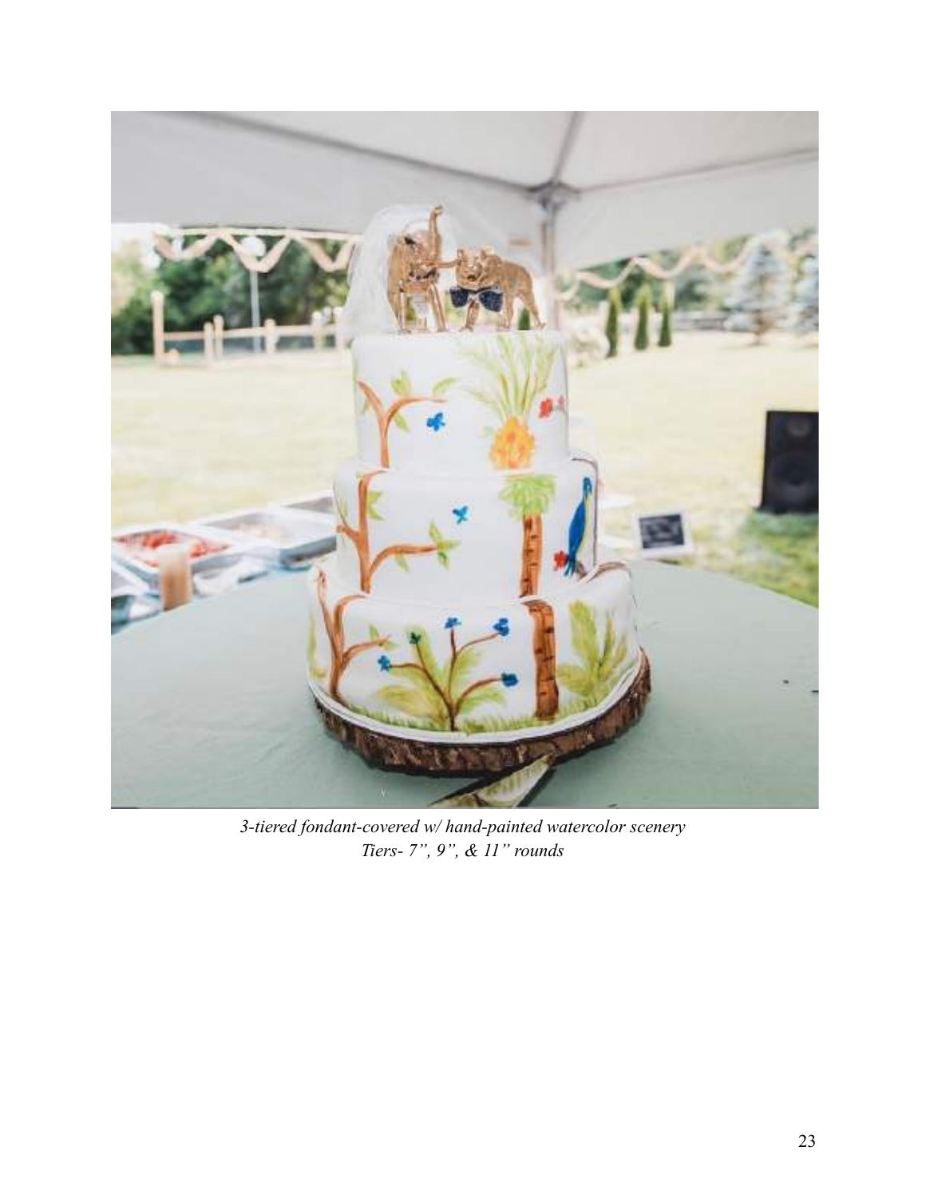*3-tiered fondant-covered w/ hand-painted watercolor scenery*
*Tiers- 7”, 9”, & 11” rounds*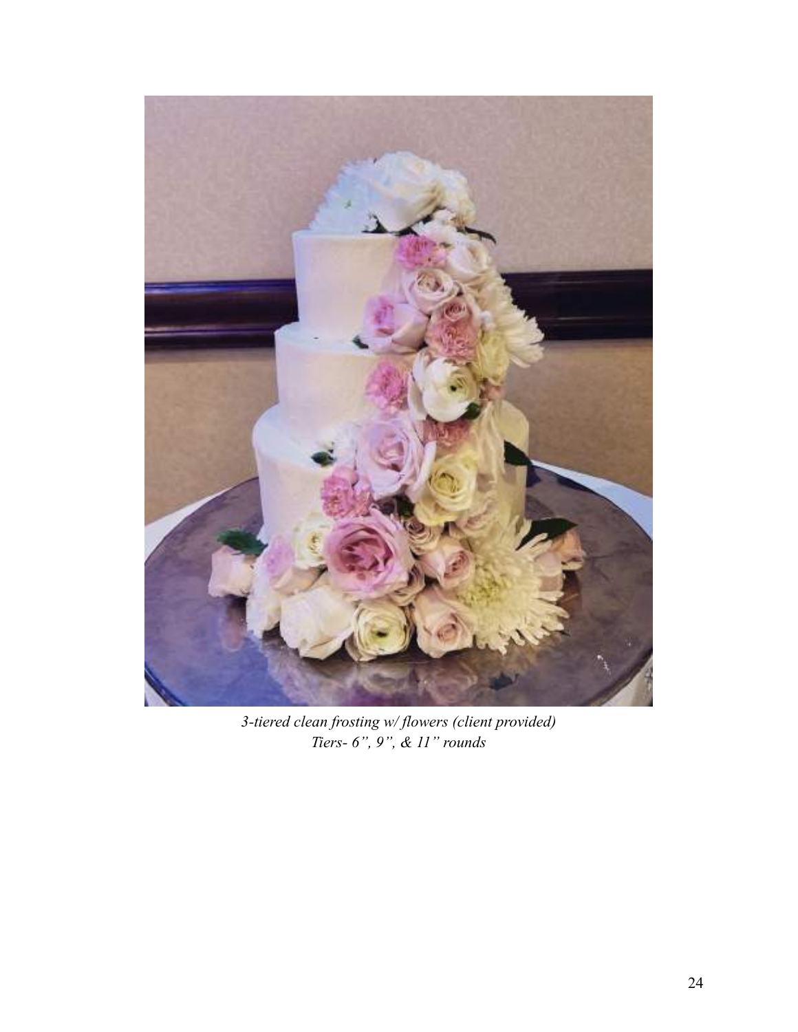*3-tiered clean frosting w/ flowers (client provided)*
*Tiers- 6", 9", & 11" rounds*